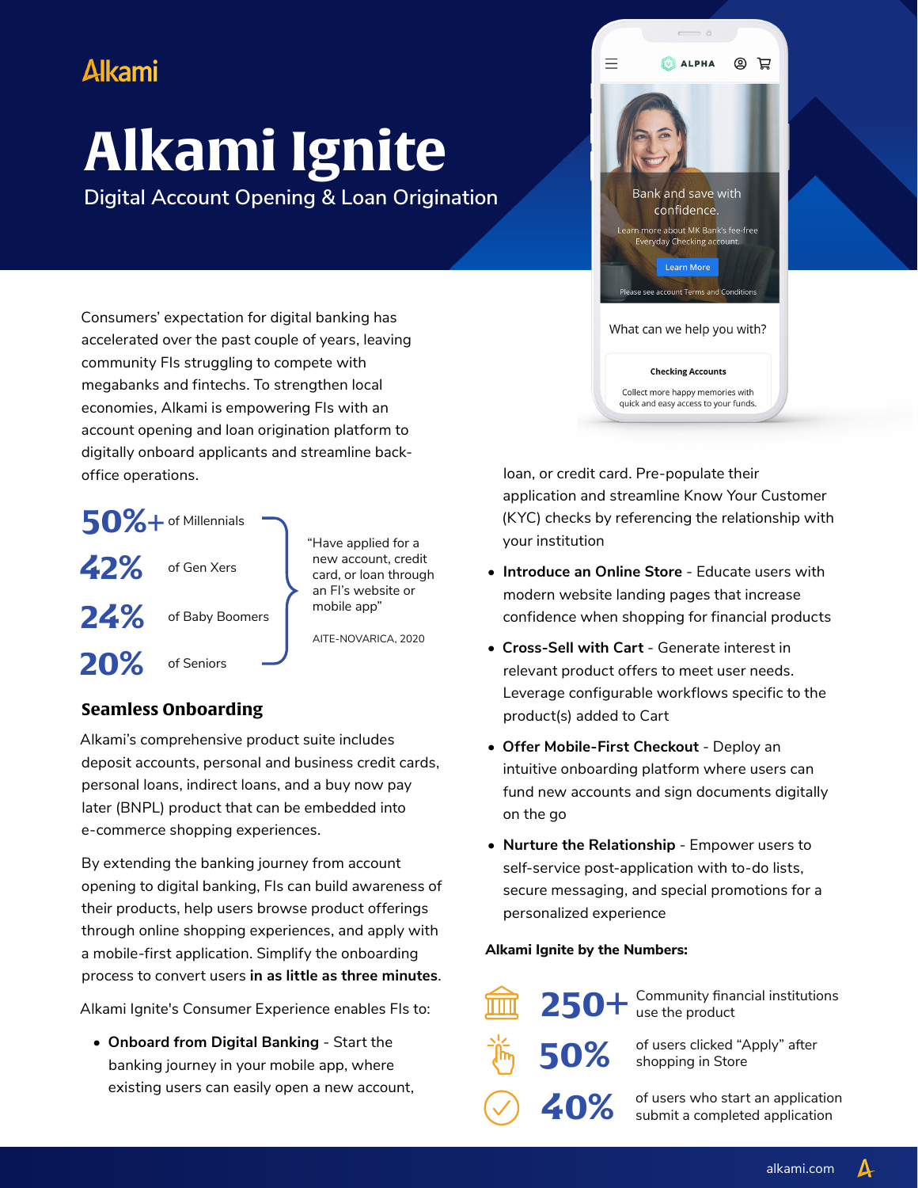Alkami

# Alkami Ignite

Digital Account Opening & Loan Origination

Consumers' expectation for digital banking has accelerated over the past couple of years, leaving community FIs struggling to compete with megabanks and fintechs. To strengthen local economies, Alkami is empowering FIs with an account opening and loan origination platform to digitally onboard applicants and streamline back-office operations.

**50%+** of Millennials
**42%** of Gen Xers
**24%** of Baby Boomers
**20%** of Seniors

"Have applied for a new account, credit card, or loan through an FI's website or mobile app"

AITE-NOVARICA, 2020

## Seamless Onboarding

Alkami's comprehensive product suite includes deposit accounts, personal and business credit cards, personal loans, indirect loans, and a buy now pay later (BNPL) product that can be embedded into e-commerce shopping experiences.

By extending the banking journey from account opening to digital banking, FIs can build awareness of their products, help users browse product offerings through online shopping experiences, and apply with a mobile-first application. Simplify the onboarding process to convert users **in as little as three minutes**.

Alkami Ignite's Consumer Experience enables FIs to:

- **Onboard from Digital Banking** - Start the banking journey in your mobile app, where existing users can easily open a new account, loan, or credit card. Pre-populate their application and streamline Know Your Customer (KYC) checks by referencing the relationship with your institution
- **Introduce an Online Store** - Educate users with modern website landing pages that increase confidence when shopping for financial products
- **Cross-Sell with Cart** - Generate interest in relevant product offers to meet user needs. Leverage configurable workflows specific to the product(s) added to Cart
- **Offer Mobile-First Checkout** - Deploy an intuitive onboarding platform where users can fund new accounts and sign documents digitally on the go
- **Nurture the Relationship** - Empower users to self-service post-application with to-do lists, secure messaging, and special promotions for a personalized experience

**Alkami Ignite by the Numbers:**

- **250+** Community financial institutions use the product
- **50%** of users clicked "Apply" after shopping in Store
- **40%** of users who start an application submit a completed application

alkami.com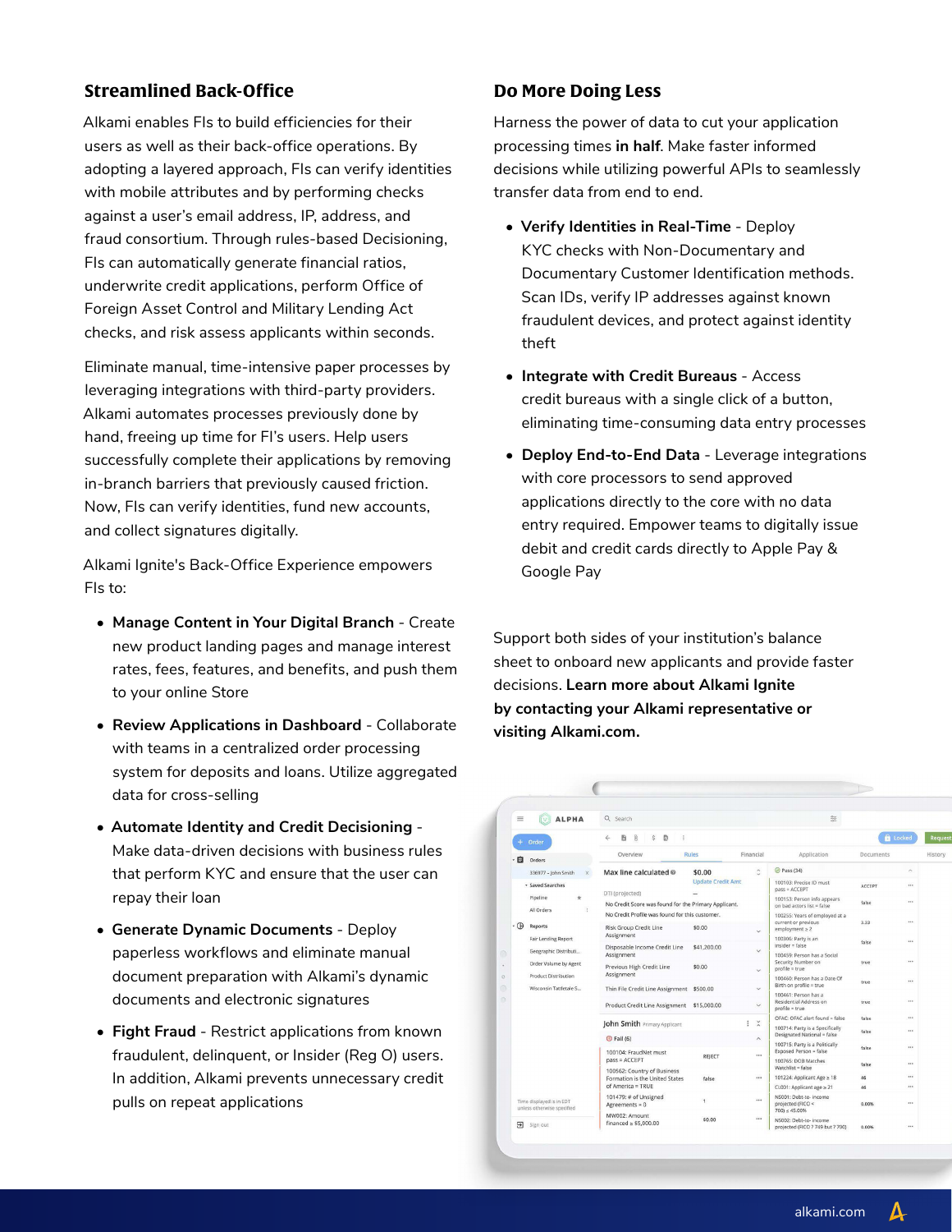## Streamlined Back-Office

Alkami enables FIs to build efficiencies for their users as well as their back-office operations. By adopting a layered approach, FIs can verify identities with mobile attributes and by performing checks against a user's email address, IP, address, and fraud consortium. Through rules-based Decisioning, FIs can automatically generate financial ratios, underwrite credit applications, perform Office of Foreign Asset Control and Military Lending Act checks, and risk assess applicants within seconds.

Eliminate manual, time-intensive paper processes by leveraging integrations with third-party providers. Alkami automates processes previously done by hand, freeing up time for FI's users. Help users successfully complete their applications by removing in-branch barriers that previously caused friction. Now, FIs can verify identities, fund new accounts, and collect signatures digitally.

Alkami Ignite's Back-Office Experience empowers FIs to:

- **Manage Content in Your Digital Branch** - Create new product landing pages and manage interest rates, fees, features, and benefits, and push them to your online Store
- **Review Applications in Dashboard** - Collaborate with teams in a centralized order processing system for deposits and loans. Utilize aggregated data for cross-selling
- **Automate Identity and Credit Decisioning** - Make data-driven decisions with business rules that perform KYC and ensure that the user can repay their loan
- **Generate Dynamic Documents** - Deploy paperless workflows and eliminate manual document preparation with Alkami's dynamic documents and electronic signatures
- **Fight Fraud** - Restrict applications from known fraudulent, delinquent, or Insider (Reg O) users. In addition, Alkami prevents unnecessary credit pulls on repeat applications

## Do More Doing Less

Harness the power of data to cut your application processing times **in half**. Make faster informed decisions while utilizing powerful APIs to seamlessly transfer data from end to end.

- **Verify Identities in Real-Time** - Deploy KYC checks with Non-Documentary and Documentary Customer Identification methods. Scan IDs, verify IP addresses against known fraudulent devices, and protect against identity theft
- **Integrate with Credit Bureaus** - Access credit bureaus with a single click of a button, eliminating time-consuming data entry processes
- **Deploy End-to-End Data** - Leverage integrations with core processors to send approved applications directly to the core with no data entry required. Empower teams to digitally issue debit and credit cards directly to Apple Pay & Google Pay

Support both sides of your institution's balance sheet to onboard new applicants and provide faster decisions. **Learn more about Alkami Ignite by contacting your Alkami representative or visiting Alkami.com.**